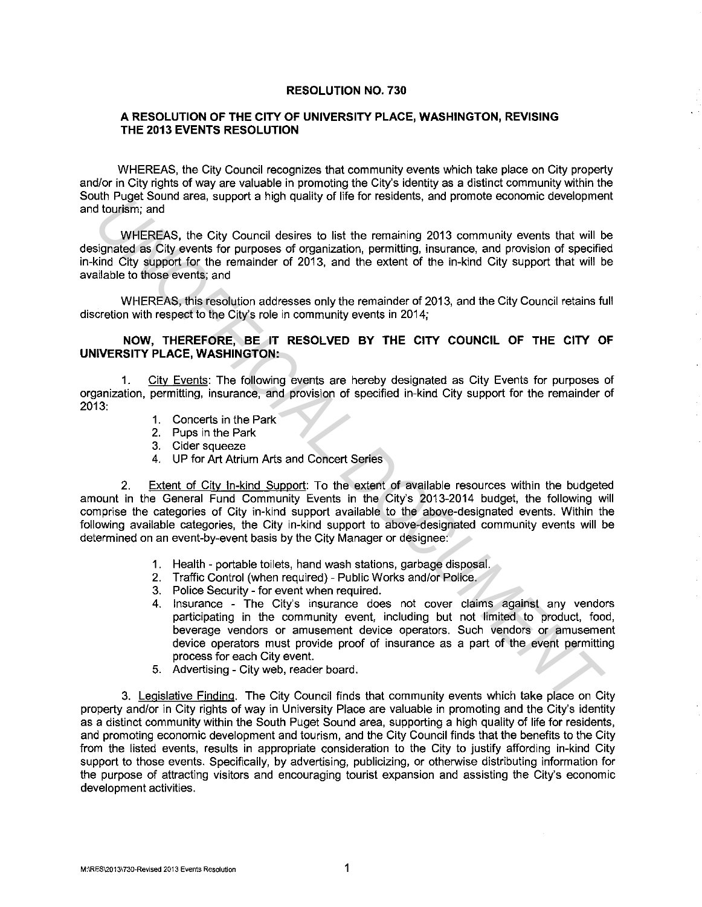**RESOLUTION NO. 730**

**A RESOLUTION OF THE CITY OF UNIVERSITY PLACE, WASHINGTON, REVISING THE 2013 EVENTS RESOLUTION**

WHEREAS, the City Council recognizes that community events which take place on City property and/or in City rights of way are valuable in promoting the City's identity as a distinct community within the South Puget Sound area, support a high quality of life for residents, and promote economic development and tourism; and

WHEREAS, the City Council desires to list the remaining 2013 community events that will be designated as City events for purposes of organization, permitting, insurance, and provision of specified in-kind City support for the remainder of 2013, and the extent of the in-kind City support that will be available to those events; and

WHEREAS, this resolution addresses only the remainder of 2013, and the City Council retains full discretion with respect to the City's role in community events in 2014;

**NOW, THEREFORE, BE IT RESOLVED BY THE CITY COUNCIL OF THE CITY OF UNIVERSITY PLACE, WASHINGTON:**

1. City Events: The following events are hereby designated as City Events for purposes of organization, permitting, insurance, and provision of specified in-kind City support for the remainder of 2013:

   1. Concerts in the Park
   2. Pups in the Park
   3. Cider squeeze
   4. UP for Art Atrium Arts and Concert Series

2. Extent of City In-kind Support: To the extent of available resources within the budgeted amount in the General Fund Community Events in the City's 2013-2014 budget, the following will comprise the categories of City in-kind support available to the above-designated events. Within the following available categories, the City in-kind support to above-designated community events will be determined on an event-by-event basis by the City Manager or designee:

   1. Health - portable toilets, hand wash stations, garbage disposal.
   2. Traffic Control (when required) - Public Works and/or Police.
   3. Police Security - for event when required.
   4. Insurance - The City's insurance does not cover claims against any vendors participating in the community event, including but not limited to product, food, beverage vendors or amusement device operators. Such vendors or amusement device operators must provide proof of insurance as a part of the event permitting process for each City event.
   5. Advertising - City web, reader board.

3. Legislative Finding. The City Council finds that community events which take place on City property and/or in City rights of way in University Place are valuable in promoting and the City's identity as a distinct community within the South Puget Sound area, supporting a high quality of life for residents, and promoting economic development and tourism, and the City Council finds that the benefits to the City from the listed events, results in appropriate consideration to the City to justify affording in-kind City support to those events. Specifically, by advertising, publicizing, or otherwise distributing information for the purpose of attracting visitors and encouraging tourist expansion and assisting the City's economic development activities.

M:\RES\2013\730-Revised 2013 Events Resolution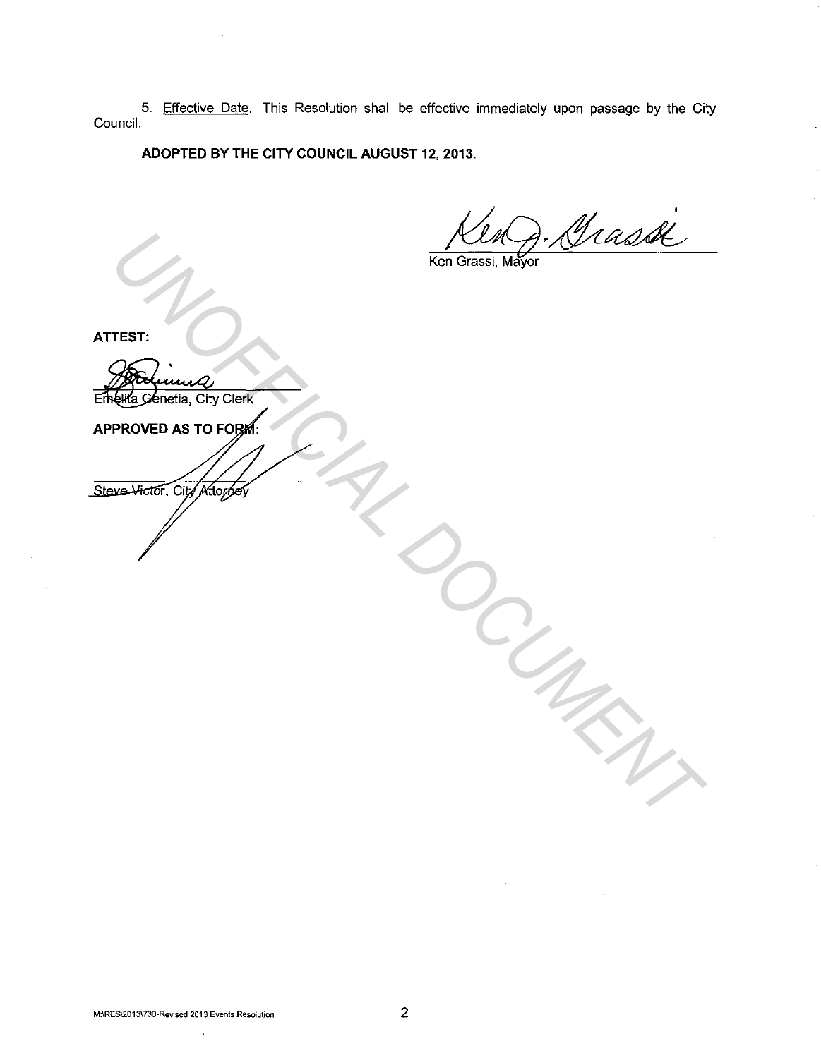5. Effective Date. This Resolution shall be effective immediately upon passage by the City Council.

**ADOPTED BY THE CITY COUNCIL AUGUST 12, 2013.**

Ken Grassi, Mayor

**ATTEST:**

Emelita Genetia, City Clerk

**APPROVED AS TO FORM:**

Steve Victor, City Attorney

UNOFFICIAL DOCUMENT

M:\RES\2013\730-Revised 2013 Events Resolution